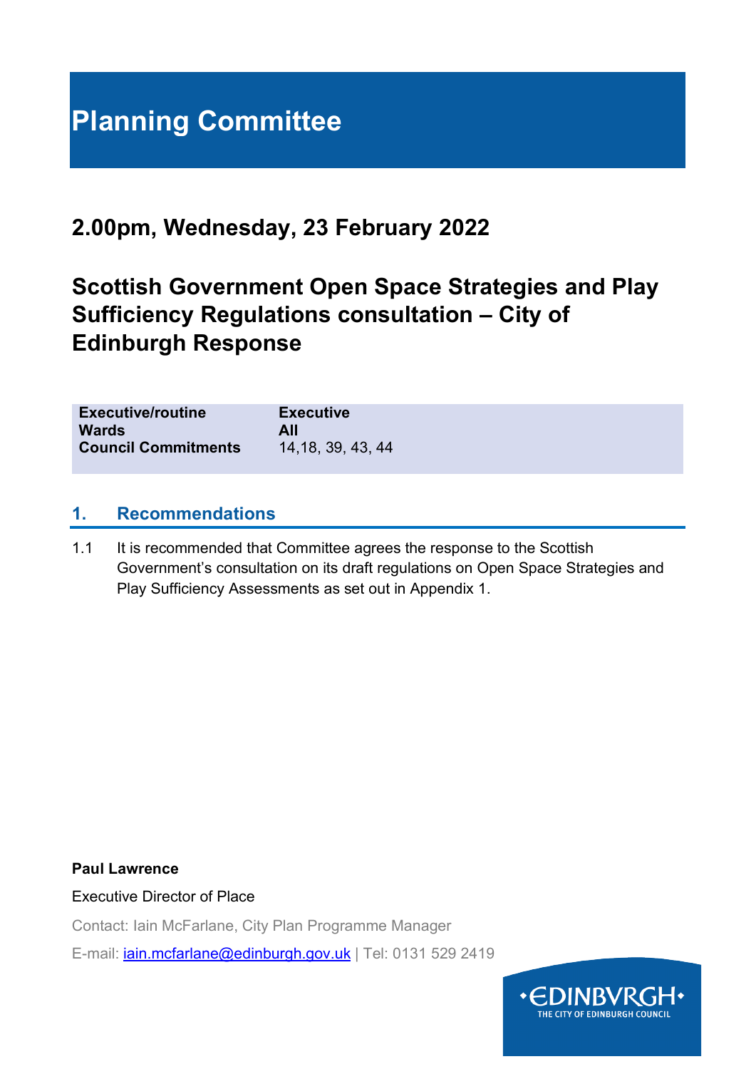# Planning Committee

## 2.00pm, Wednesday, 23 February 2022

## Scottish Government Open Space Strategies and Play Sufficiency Regulations consultation – City of Edinburgh Response

| | |
|---|---|
| **Executive/routine** | **Executive** |
| **Wards** | **All** |
| **Council Commitments** | 14,18, 39, 43, 44 |

## 1. Recommendations

1.1 It is recommended that Committee agrees the response to the Scottish Government's consultation on its draft regulations on Open Space Strategies and Play Sufficiency Assessments as set out in Appendix 1.

**Paul Lawrence**

Executive Director of Place

Contact: Iain McFarlane, City Plan Programme Manager

E-mail: iain.mcfarlane@edinburgh.gov.uk | Tel: 0131 529 2419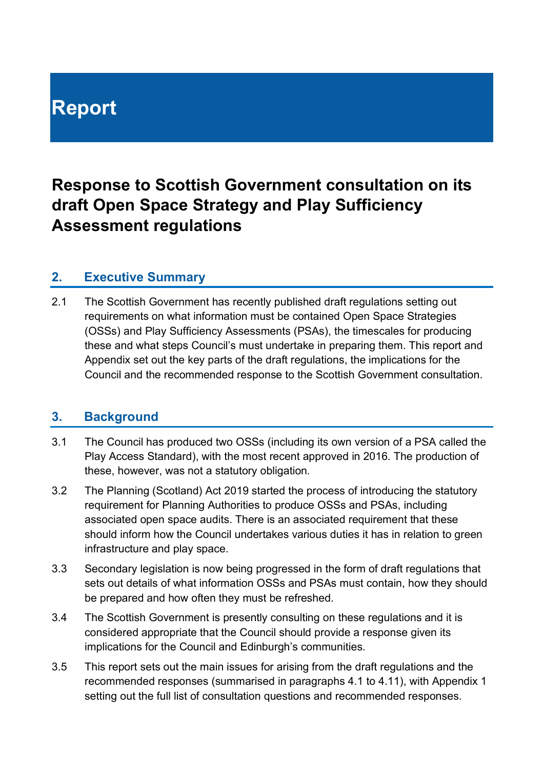# Report

## Response to Scottish Government consultation on its draft Open Space Strategy and Play Sufficiency Assessment regulations

### 2. Executive Summary

2.1 The Scottish Government has recently published draft regulations setting out requirements on what information must be contained Open Space Strategies (OSSs) and Play Sufficiency Assessments (PSAs), the timescales for producing these and what steps Council's must undertake in preparing them. This report and Appendix set out the key parts of the draft regulations, the implications for the Council and the recommended response to the Scottish Government consultation.

### 3. Background

3.1 The Council has produced two OSSs (including its own version of a PSA called the Play Access Standard), with the most recent approved in 2016. The production of these, however, was not a statutory obligation.

3.2 The Planning (Scotland) Act 2019 started the process of introducing the statutory requirement for Planning Authorities to produce OSSs and PSAs, including associated open space audits. There is an associated requirement that these should inform how the Council undertakes various duties it has in relation to green infrastructure and play space.

3.3 Secondary legislation is now being progressed in the form of draft regulations that sets out details of what information OSSs and PSAs must contain, how they should be prepared and how often they must be refreshed.

3.4 The Scottish Government is presently consulting on these regulations and it is considered appropriate that the Council should provide a response given its implications for the Council and Edinburgh's communities.

3.5 This report sets out the main issues for arising from the draft regulations and the recommended responses (summarised in paragraphs 4.1 to 4.11), with Appendix 1 setting out the full list of consultation questions and recommended responses.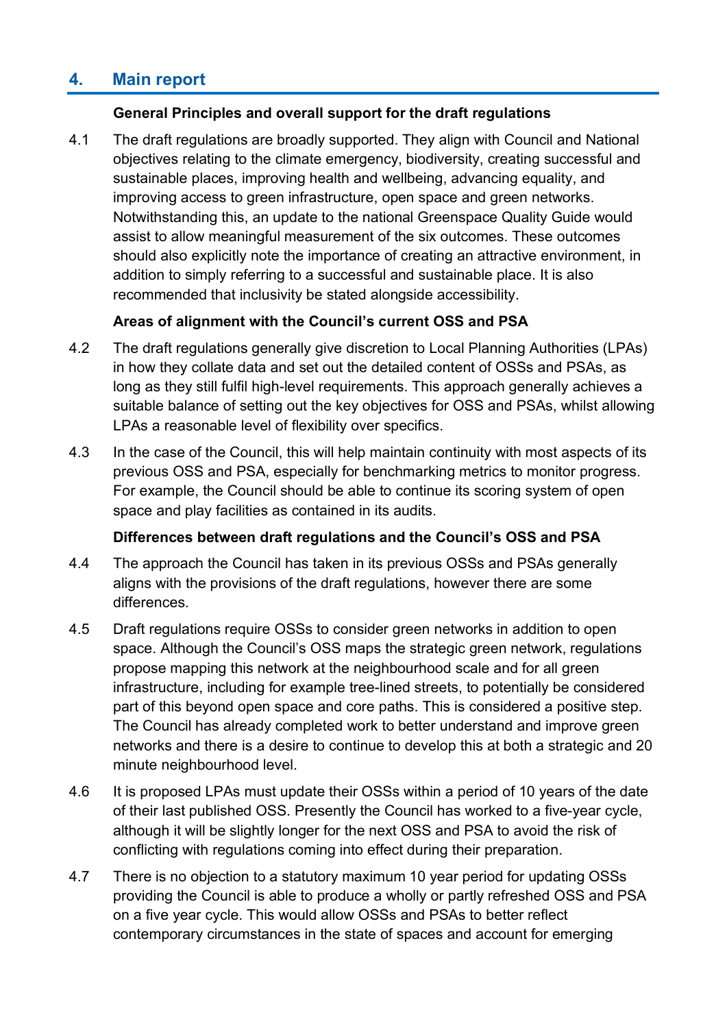## 4. Main report

**General Principles and overall support for the draft regulations**

4.1 The draft regulations are broadly supported. They align with Council and National objectives relating to the climate emergency, biodiversity, creating successful and sustainable places, improving health and wellbeing, advancing equality, and improving access to green infrastructure, open space and green networks. Notwithstanding this, an update to the national Greenspace Quality Guide would assist to allow meaningful measurement of the six outcomes. These outcomes should also explicitly note the importance of creating an attractive environment, in addition to simply referring to a successful and sustainable place. It is also recommended that inclusivity be stated alongside accessibility.

**Areas of alignment with the Council's current OSS and PSA**

4.2 The draft regulations generally give discretion to Local Planning Authorities (LPAs) in how they collate data and set out the detailed content of OSSs and PSAs, as long as they still fulfil high-level requirements. This approach generally achieves a suitable balance of setting out the key objectives for OSS and PSAs, whilst allowing LPAs a reasonable level of flexibility over specifics.

4.3 In the case of the Council, this will help maintain continuity with most aspects of its previous OSS and PSA, especially for benchmarking metrics to monitor progress. For example, the Council should be able to continue its scoring system of open space and play facilities as contained in its audits.

**Differences between draft regulations and the Council's OSS and PSA**

4.4 The approach the Council has taken in its previous OSSs and PSAs generally aligns with the provisions of the draft regulations, however there are some differences.

4.5 Draft regulations require OSSs to consider green networks in addition to open space. Although the Council's OSS maps the strategic green network, regulations propose mapping this network at the neighbourhood scale and for all green infrastructure, including for example tree-lined streets, to potentially be considered part of this beyond open space and core paths. This is considered a positive step. The Council has already completed work to better understand and improve green networks and there is a desire to continue to develop this at both a strategic and 20 minute neighbourhood level.

4.6 It is proposed LPAs must update their OSSs within a period of 10 years of the date of their last published OSS. Presently the Council has worked to a five-year cycle, although it will be slightly longer for the next OSS and PSA to avoid the risk of conflicting with regulations coming into effect during their preparation.

4.7 There is no objection to a statutory maximum 10 year period for updating OSSs providing the Council is able to produce a wholly or partly refreshed OSS and PSA on a five year cycle. This would allow OSSs and PSAs to better reflect contemporary circumstances in the state of spaces and account for emerging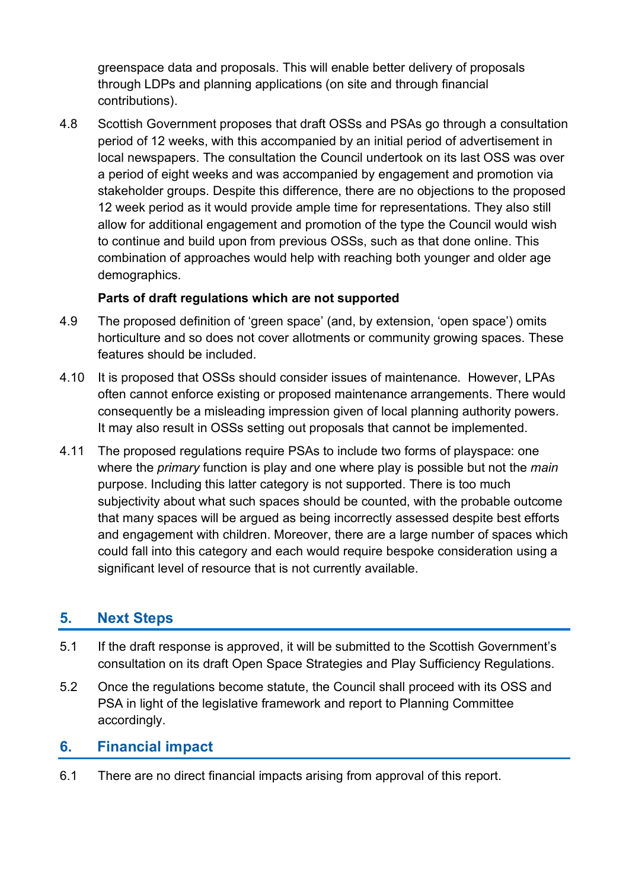greenspace data and proposals. This will enable better delivery of proposals through LDPs and planning applications (on site and through financial contributions).

4.8 Scottish Government proposes that draft OSSs and PSAs go through a consultation period of 12 weeks, with this accompanied by an initial period of advertisement in local newspapers. The consultation the Council undertook on its last OSS was over a period of eight weeks and was accompanied by engagement and promotion via stakeholder groups. Despite this difference, there are no objections to the proposed 12 week period as it would provide ample time for representations. They also still allow for additional engagement and promotion of the type the Council would wish to continue and build upon from previous OSSs, such as that done online. This combination of approaches would help with reaching both younger and older age demographics.

**Parts of draft regulations which are not supported**

4.9 The proposed definition of 'green space' (and, by extension, 'open space') omits horticulture and so does not cover allotments or community growing spaces. These features should be included.

4.10 It is proposed that OSSs should consider issues of maintenance. However, LPAs often cannot enforce existing or proposed maintenance arrangements. There would consequently be a misleading impression given of local planning authority powers. It may also result in OSSs setting out proposals that cannot be implemented.

4.11 The proposed regulations require PSAs to include two forms of playspace: one where the *primary* function is play and one where play is possible but not the *main* purpose. Including this latter category is not supported. There is too much subjectivity about what such spaces should be counted, with the probable outcome that many spaces will be argued as being incorrectly assessed despite best efforts and engagement with children. Moreover, there are a large number of spaces which could fall into this category and each would require bespoke consideration using a significant level of resource that is not currently available.

## 5. Next Steps

5.1 If the draft response is approved, it will be submitted to the Scottish Government's consultation on its draft Open Space Strategies and Play Sufficiency Regulations.

5.2 Once the regulations become statute, the Council shall proceed with its OSS and PSA in light of the legislative framework and report to Planning Committee accordingly.

## 6. Financial impact

6.1 There are no direct financial impacts arising from approval of this report.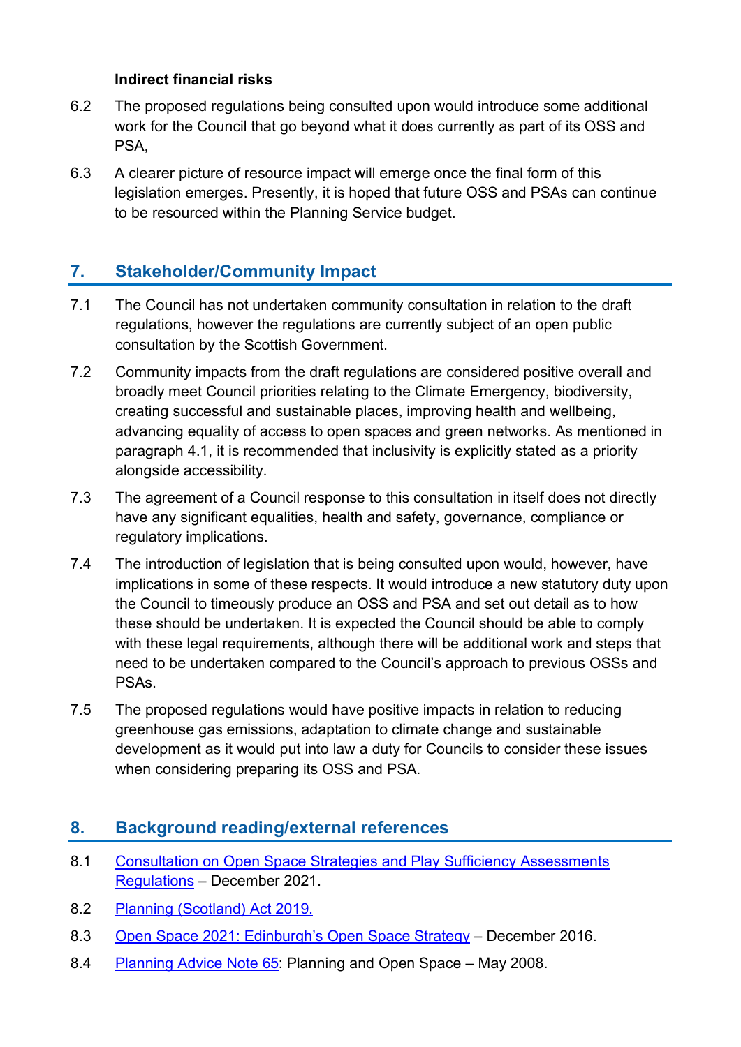**Indirect financial risks**

6.2 The proposed regulations being consulted upon would introduce some additional work for the Council that go beyond what it does currently as part of its OSS and PSA,

6.3 A clearer picture of resource impact will emerge once the final form of this legislation emerges. Presently, it is hoped that future OSS and PSAs can continue to be resourced within the Planning Service budget.

## 7. Stakeholder/Community Impact

7.1 The Council has not undertaken community consultation in relation to the draft regulations, however the regulations are currently subject of an open public consultation by the Scottish Government.

7.2 Community impacts from the draft regulations are considered positive overall and broadly meet Council priorities relating to the Climate Emergency, biodiversity, creating successful and sustainable places, improving health and wellbeing, advancing equality of access to open spaces and green networks. As mentioned in paragraph 4.1, it is recommended that inclusivity is explicitly stated as a priority alongside accessibility.

7.3 The agreement of a Council response to this consultation in itself does not directly have any significant equalities, health and safety, governance, compliance or regulatory implications.

7.4 The introduction of legislation that is being consulted upon would, however, have implications in some of these respects. It would introduce a new statutory duty upon the Council to timeously produce an OSS and PSA and set out detail as to how these should be undertaken. It is expected the Council should be able to comply with these legal requirements, although there will be additional work and steps that need to be undertaken compared to the Council's approach to previous OSSs and PSAs.

7.5 The proposed regulations would have positive impacts in relation to reducing greenhouse gas emissions, adaptation to climate change and sustainable development as it would put into law a duty for Councils to consider these issues when considering preparing its OSS and PSA.

## 8. Background reading/external references

8.1 Consultation on Open Space Strategies and Play Sufficiency Assessments Regulations – December 2021.

8.2 Planning (Scotland) Act 2019.

8.3 Open Space 2021: Edinburgh's Open Space Strategy – December 2016.

8.4 Planning Advice Note 65: Planning and Open Space – May 2008.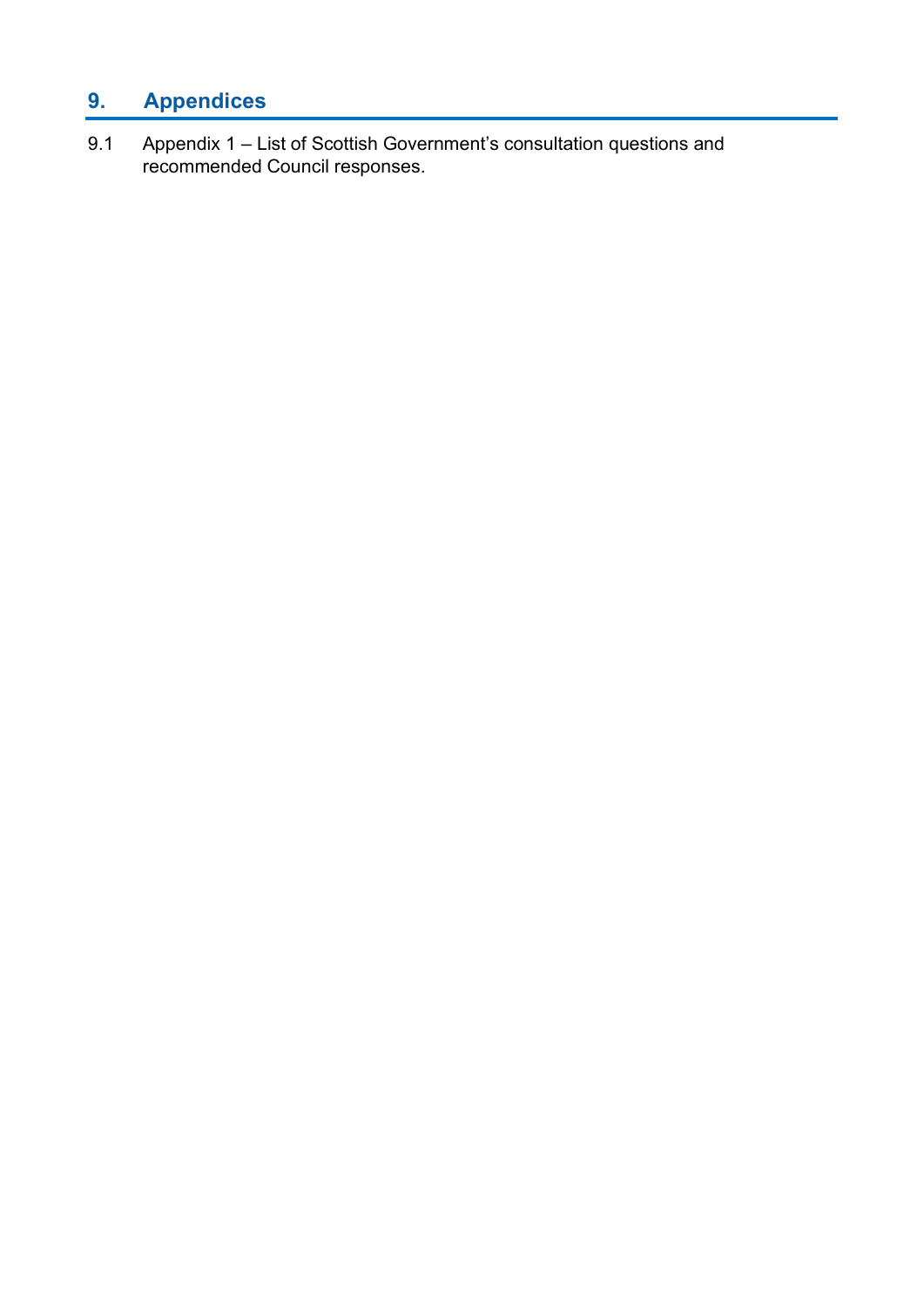## 9. Appendices

9.1 Appendix 1 – List of Scottish Government's consultation questions and recommended Council responses.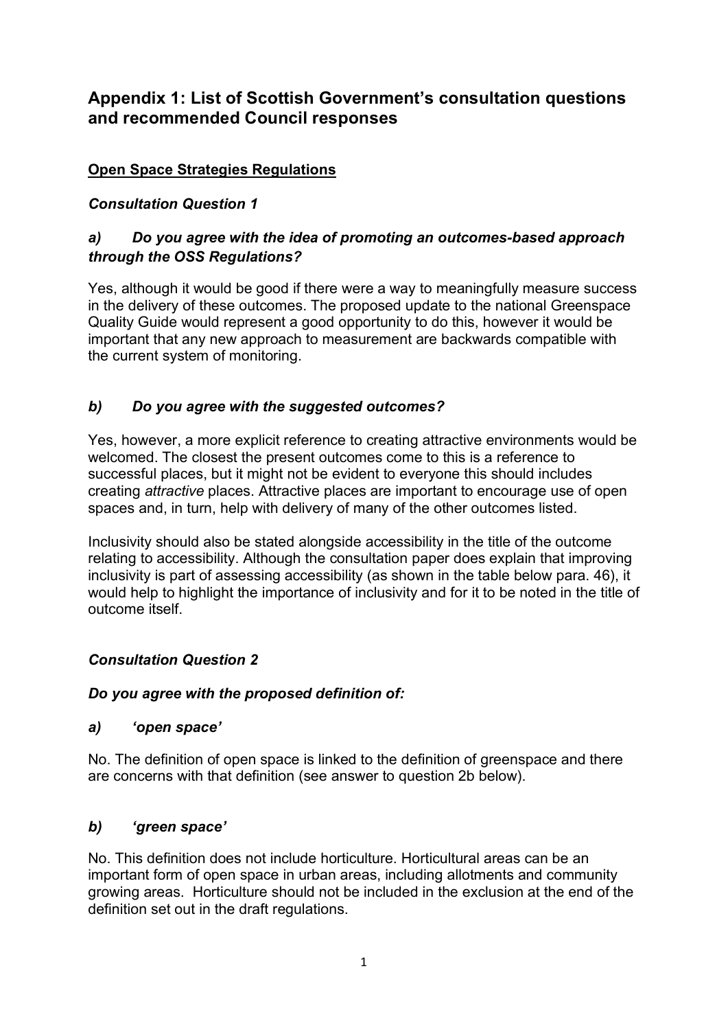# Appendix 1: List of Scottish Government's consultation questions and recommended Council responses

## Open Space Strategies Regulations

### *Consultation Question 1*

#### *a) Do you agree with the idea of promoting an outcomes-based approach through the OSS Regulations?*

Yes, although it would be good if there were a way to meaningfully measure success in the delivery of these outcomes. The proposed update to the national Greenspace Quality Guide would represent a good opportunity to do this, however it would be important that any new approach to measurement are backwards compatible with the current system of monitoring.

#### *b) Do you agree with the suggested outcomes?*

Yes, however, a more explicit reference to creating attractive environments would be welcomed. The closest the present outcomes come to this is a reference to successful places, but it might not be evident to everyone this should includes creating *attractive* places. Attractive places are important to encourage use of open spaces and, in turn, help with delivery of many of the other outcomes listed.

Inclusivity should also be stated alongside accessibility in the title of the outcome relating to accessibility. Although the consultation paper does explain that improving inclusivity is part of assessing accessibility (as shown in the table below para. 46), it would help to highlight the importance of inclusivity and for it to be noted in the title of outcome itself.

### *Consultation Question 2*

#### *Do you agree with the proposed definition of:*

#### *a) 'open space'*

No. The definition of open space is linked to the definition of greenspace and there are concerns with that definition (see answer to question 2b below).

#### *b) 'green space'*

No. This definition does not include horticulture. Horticultural areas can be an important form of open space in urban areas, including allotments and community growing areas. Horticulture should not be included in the exclusion at the end of the definition set out in the draft regulations.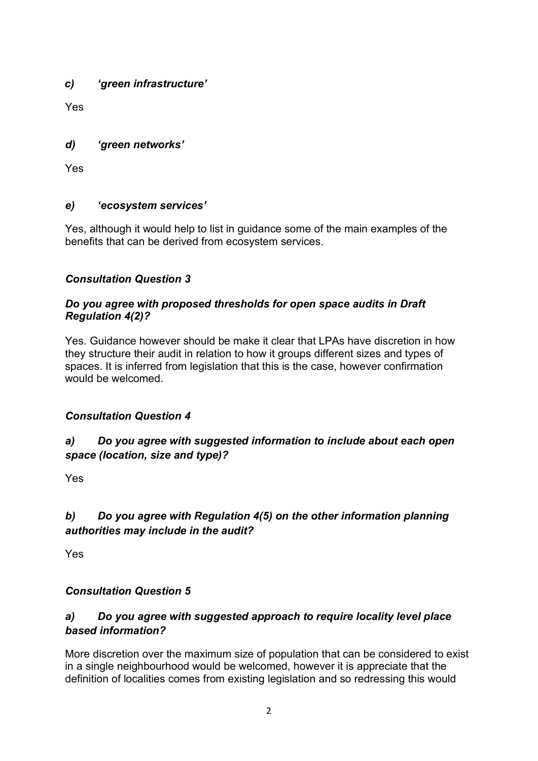*c) 'green infrastructure'*

Yes

*d) 'green networks'*

Yes

*e) 'ecosystem services'*

Yes, although it would help to list in guidance some of the main examples of the benefits that can be derived from ecosystem services.

***Consultation Question 3***

***Do you agree with proposed thresholds for open space audits in Draft Regulation 4(2)?***

Yes. Guidance however should be make it clear that LPAs have discretion in how they structure their audit in relation to how it groups different sizes and types of spaces. It is inferred from legislation that this is the case, however confirmation would be welcomed.

***Consultation Question 4***

***a) Do you agree with suggested information to include about each open space (location, size and type)?***

Yes

***b) Do you agree with Regulation 4(5) on the other information planning authorities may include in the audit?***

Yes

***Consultation Question 5***

***a) Do you agree with suggested approach to require locality level place based information?***

More discretion over the maximum size of population that can be considered to exist in a single neighbourhood would be welcomed, however it is appreciate that the definition of localities comes from existing legislation and so redressing this would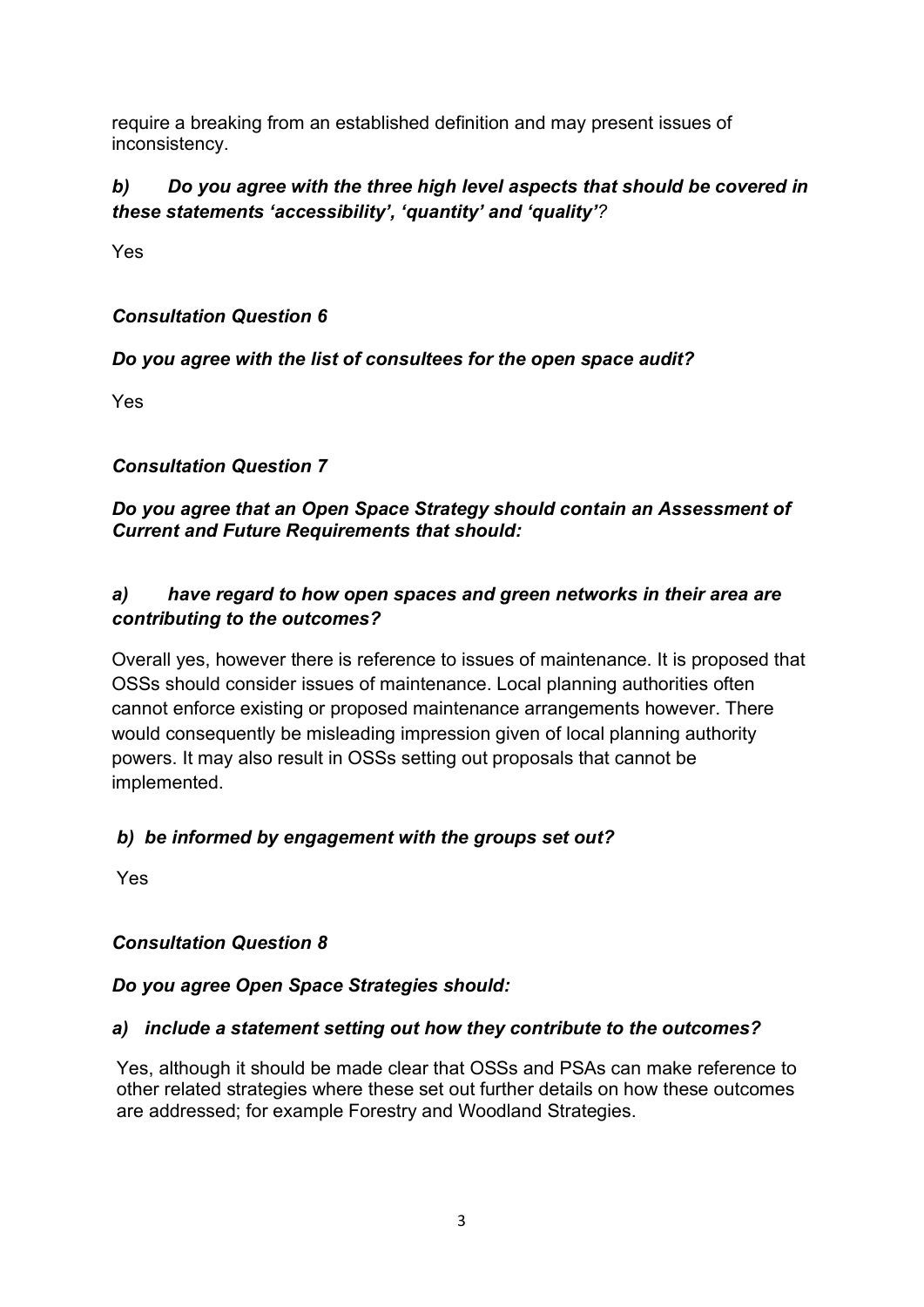require a breaking from an established definition and may present issues of inconsistency.

***b) Do you agree with the three high level aspects that should be covered in these statements 'accessibility', 'quantity' and 'quality'?***

Yes

***Consultation Question 6***

***Do you agree with the list of consultees for the open space audit?***

Yes

***Consultation Question 7***

***Do you agree that an Open Space Strategy should contain an Assessment of Current and Future Requirements that should:***

***a) have regard to how open spaces and green networks in their area are contributing to the outcomes?***

Overall yes, however there is reference to issues of maintenance. It is proposed that OSSs should consider issues of maintenance. Local planning authorities often cannot enforce existing or proposed maintenance arrangements however. There would consequently be misleading impression given of local planning authority powers. It may also result in OSSs setting out proposals that cannot be implemented.

***b) be informed by engagement with the groups set out?***

Yes

***Consultation Question 8***

***Do you agree Open Space Strategies should:***

***a) include a statement setting out how they contribute to the outcomes?***

Yes, although it should be made clear that OSSs and PSAs can make reference to other related strategies where these set out further details on how these outcomes are addressed; for example Forestry and Woodland Strategies.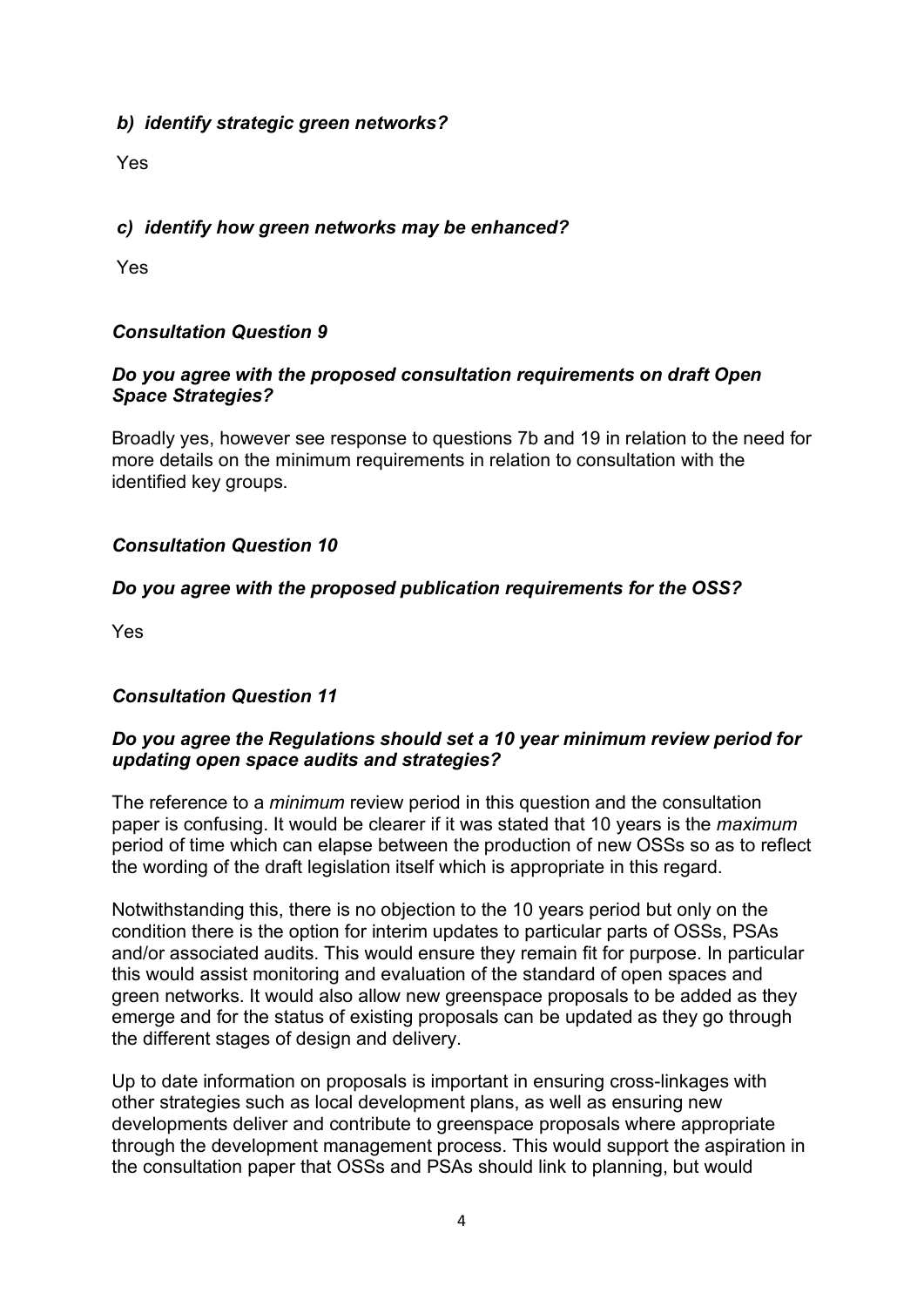*b) identify strategic green networks?*

Yes

*c) identify how green networks may be enhanced?*

Yes

### *Consultation Question 9*

***Do you agree with the proposed consultation requirements on draft Open Space Strategies?***

Broadly yes, however see response to questions 7b and 19 in relation to the need for more details on the minimum requirements in relation to consultation with the identified key groups.

### *Consultation Question 10*

***Do you agree with the proposed publication requirements for the OSS?***

Yes

### *Consultation Question 11*

***Do you agree the Regulations should set a 10 year minimum review period for updating open space audits and strategies?***

The reference to a *minimum* review period in this question and the consultation paper is confusing. It would be clearer if it was stated that 10 years is the *maximum* period of time which can elapse between the production of new OSSs so as to reflect the wording of the draft legislation itself which is appropriate in this regard.

Notwithstanding this, there is no objection to the 10 years period but only on the condition there is the option for interim updates to particular parts of OSSs, PSAs and/or associated audits. This would ensure they remain fit for purpose. In particular this would assist monitoring and evaluation of the standard of open spaces and green networks. It would also allow new greenspace proposals to be added as they emerge and for the status of existing proposals can be updated as they go through the different stages of design and delivery.

Up to date information on proposals is important in ensuring cross-linkages with other strategies such as local development plans, as well as ensuring new developments deliver and contribute to greenspace proposals where appropriate through the development management process. This would support the aspiration in the consultation paper that OSSs and PSAs should link to planning, but would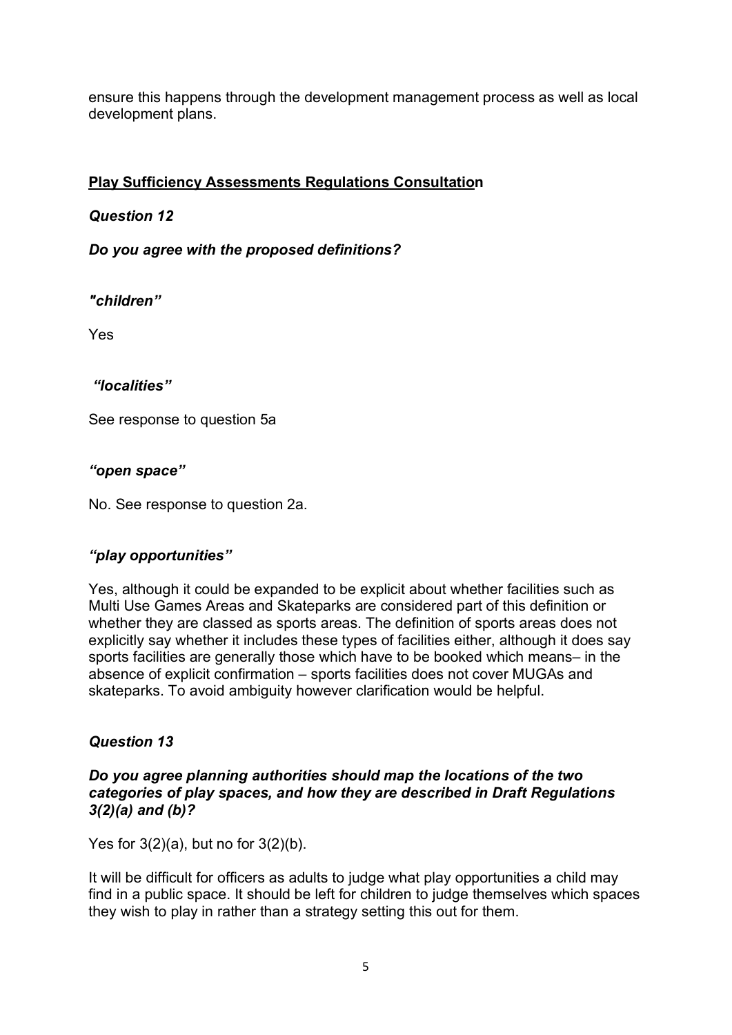ensure this happens through the development management process as well as local development plans.

## **Play Sufficiency Assessments Regulations Consultation**

### ***Question 12***

***Do you agree with the proposed definitions?***

***"children"***

Yes

***"localities"***

See response to question 5a

***"open space"***

No. See response to question 2a.

***"play opportunities"***

Yes, although it could be expanded to be explicit about whether facilities such as Multi Use Games Areas and Skateparks are considered part of this definition or whether they are classed as sports areas. The definition of sports areas does not explicitly say whether it includes these types of facilities either, although it does say sports facilities are generally those which have to be booked which means– in the absence of explicit confirmation – sports facilities does not cover MUGAs and skateparks. To avoid ambiguity however clarification would be helpful.

### ***Question 13***

***Do you agree planning authorities should map the locations of the two categories of play spaces, and how they are described in Draft Regulations 3(2)(a) and (b)?***

Yes for 3(2)(a), but no for 3(2)(b).

It will be difficult for officers as adults to judge what play opportunities a child may find in a public space. It should be left for children to judge themselves which spaces they wish to play in rather than a strategy setting this out for them.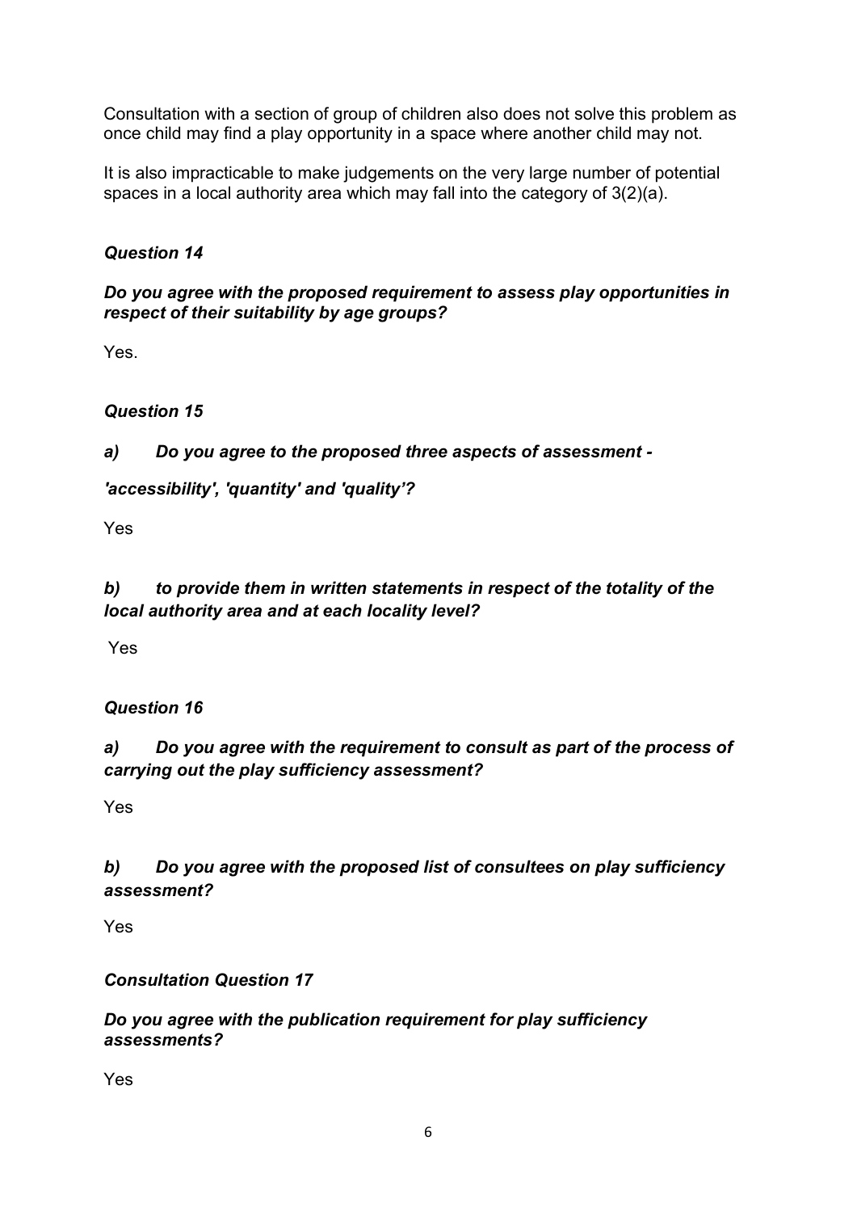Consultation with a section of group of children also does not solve this problem as once child may find a play opportunity in a space where another child may not.

It is also impracticable to make judgements on the very large number of potential spaces in a local authority area which may fall into the category of 3(2)(a).

***Question 14***

***Do you agree with the proposed requirement to assess play opportunities in respect of their suitability by age groups?***

Yes.

***Question 15***

***a) Do you agree to the proposed three aspects of assessment - 'accessibility', 'quantity' and 'quality'?***

Yes

***b) to provide them in written statements in respect of the totality of the local authority area and at each locality level?***

Yes

***Question 16***

***a) Do you agree with the requirement to consult as part of the process of carrying out the play sufficiency assessment?***

Yes

***b) Do you agree with the proposed list of consultees on play sufficiency assessment?***

Yes

***Consultation Question 17***

***Do you agree with the publication requirement for play sufficiency assessments?***

Yes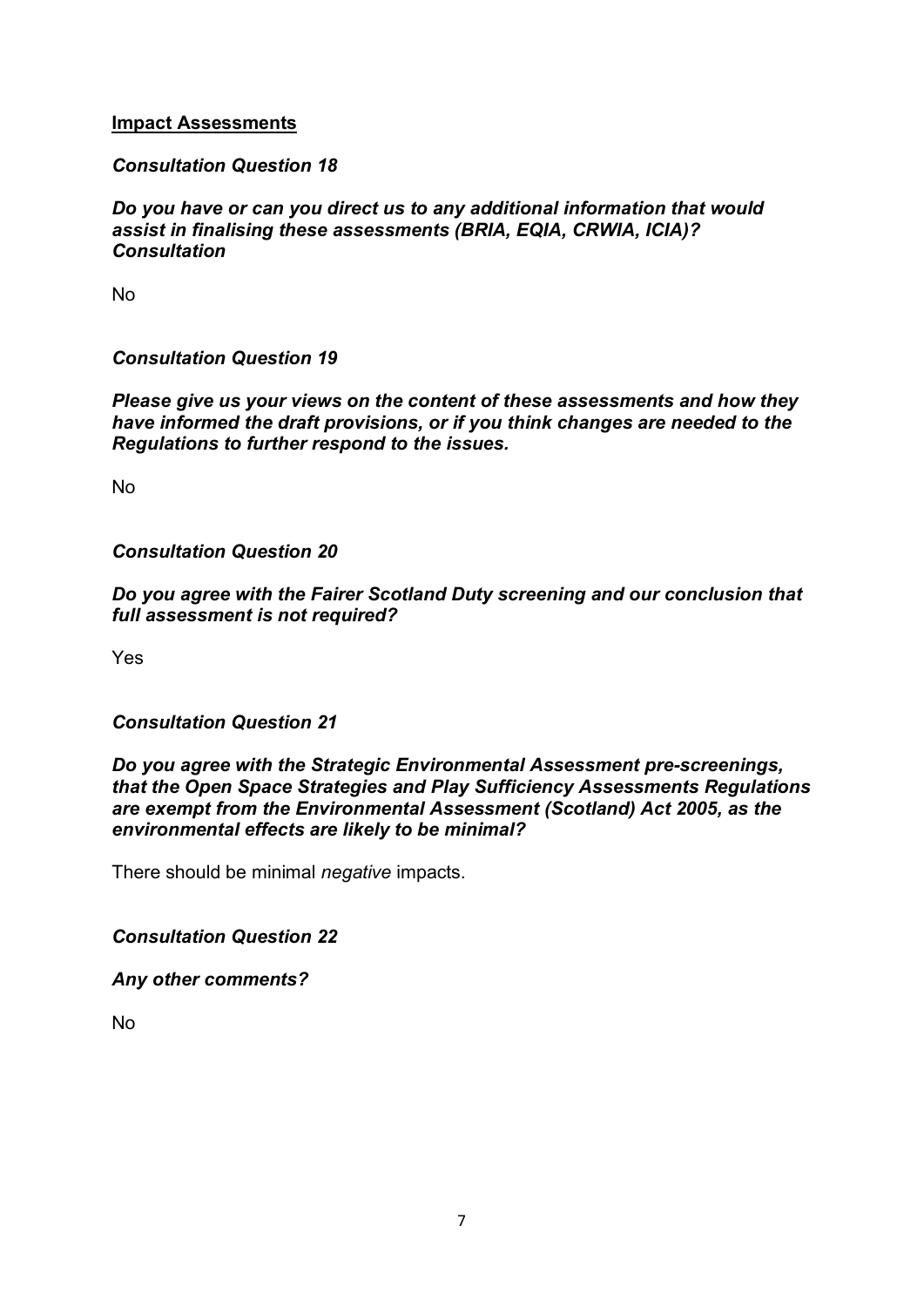**Impact Assessments**

***Consultation Question 18***

***Do you have or can you direct us to any additional information that would assist in finalising these assessments (BRIA, EQIA, CRWIA, ICIA)? Consultation***

No

***Consultation Question 19***

***Please give us your views on the content of these assessments and how they have informed the draft provisions, or if you think changes are needed to the Regulations to further respond to the issues.***

No

***Consultation Question 20***

***Do you agree with the Fairer Scotland Duty screening and our conclusion that full assessment is not required?***

Yes

***Consultation Question 21***

***Do you agree with the Strategic Environmental Assessment pre-screenings, that the Open Space Strategies and Play Sufficiency Assessments Regulations are exempt from the Environmental Assessment (Scotland) Act 2005, as the environmental effects are likely to be minimal?***

There should be minimal *negative* impacts.

***Consultation Question 22***

***Any other comments?***

No